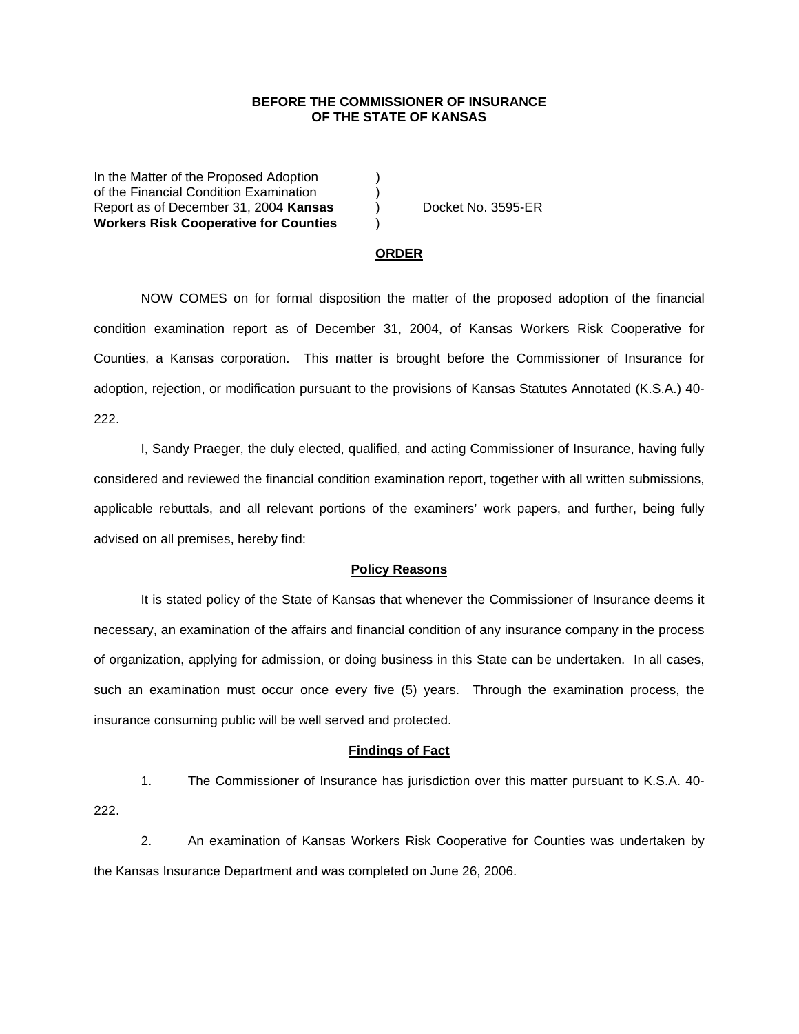**BEFORE THE COMMISSIONER OF INSURANCE**
**OF THE STATE OF KANSAS**

| | | |
|---|---|---|
| In the Matter of the Proposed Adoption | ) | |
| of the Financial Condition Examination | ) | |
| Report as of December 31, 2004 **Kansas** | ) | Docket No. 3595-ER |
| **Workers Risk Cooperative for Counties** | ) | |

**ORDER**

NOW COMES on for formal disposition the matter of the proposed adoption of the financial condition examination report as of December 31, 2004, of Kansas Workers Risk Cooperative for Counties, a Kansas corporation. This matter is brought before the Commissioner of Insurance for adoption, rejection, or modification pursuant to the provisions of Kansas Statutes Annotated (K.S.A.) 40-222.

I, Sandy Praeger, the duly elected, qualified, and acting Commissioner of Insurance, having fully considered and reviewed the financial condition examination report, together with all written submissions, applicable rebuttals, and all relevant portions of the examiners' work papers, and further, being fully advised on all premises, hereby find:

**Policy Reasons**

It is stated policy of the State of Kansas that whenever the Commissioner of Insurance deems it necessary, an examination of the affairs and financial condition of any insurance company in the process of organization, applying for admission, or doing business in this State can be undertaken. In all cases, such an examination must occur once every five (5) years. Through the examination process, the insurance consuming public will be well served and protected.

**Findings of Fact**

1. The Commissioner of Insurance has jurisdiction over this matter pursuant to K.S.A. 40-222.

2. An examination of Kansas Workers Risk Cooperative for Counties was undertaken by the Kansas Insurance Department and was completed on June 26, 2006.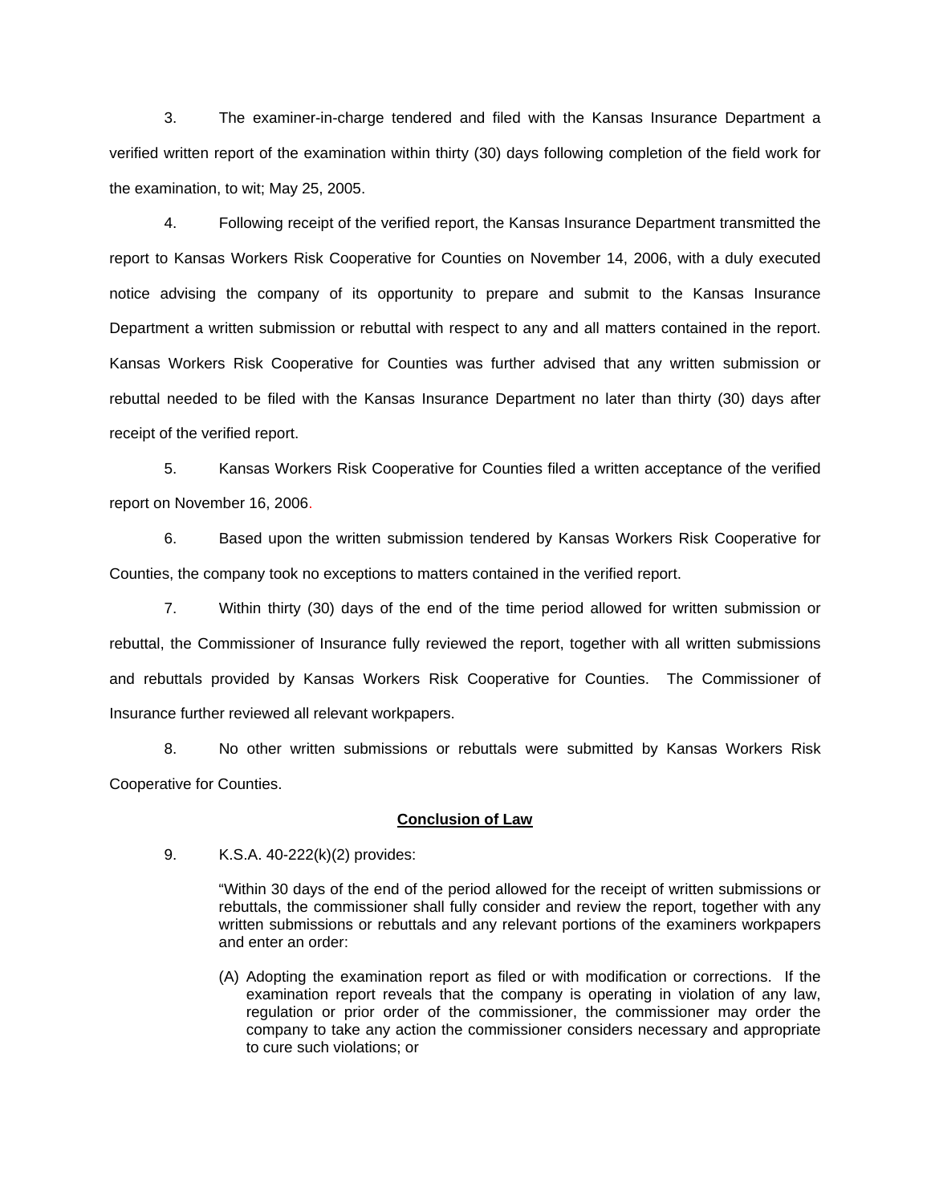3. The examiner-in-charge tendered and filed with the Kansas Insurance Department a verified written report of the examination within thirty (30) days following completion of the field work for the examination, to wit; May 25, 2005.

4. Following receipt of the verified report, the Kansas Insurance Department transmitted the report to Kansas Workers Risk Cooperative for Counties on November 14, 2006, with a duly executed notice advising the company of its opportunity to prepare and submit to the Kansas Insurance Department a written submission or rebuttal with respect to any and all matters contained in the report. Kansas Workers Risk Cooperative for Counties was further advised that any written submission or rebuttal needed to be filed with the Kansas Insurance Department no later than thirty (30) days after receipt of the verified report.

5. Kansas Workers Risk Cooperative for Counties filed a written acceptance of the verified report on November 16, 2006.

6. Based upon the written submission tendered by Kansas Workers Risk Cooperative for Counties, the company took no exceptions to matters contained in the verified report.

7. Within thirty (30) days of the end of the time period allowed for written submission or rebuttal, the Commissioner of Insurance fully reviewed the report, together with all written submissions and rebuttals provided by Kansas Workers Risk Cooperative for Counties. The Commissioner of Insurance further reviewed all relevant workpapers.

8. No other written submissions or rebuttals were submitted by Kansas Workers Risk Cooperative for Counties.

**Conclusion of Law**

9. K.S.A. 40-222(k)(2) provides:

> "Within 30 days of the end of the period allowed for the receipt of written submissions or rebuttals, the commissioner shall fully consider and review the report, together with any written submissions or rebuttals and any relevant portions of the examiners workpapers and enter an order:
>
> (A) Adopting the examination report as filed or with modification or corrections. If the examination report reveals that the company is operating in violation of any law, regulation or prior order of the commissioner, the commissioner may order the company to take any action the commissioner considers necessary and appropriate to cure such violations; or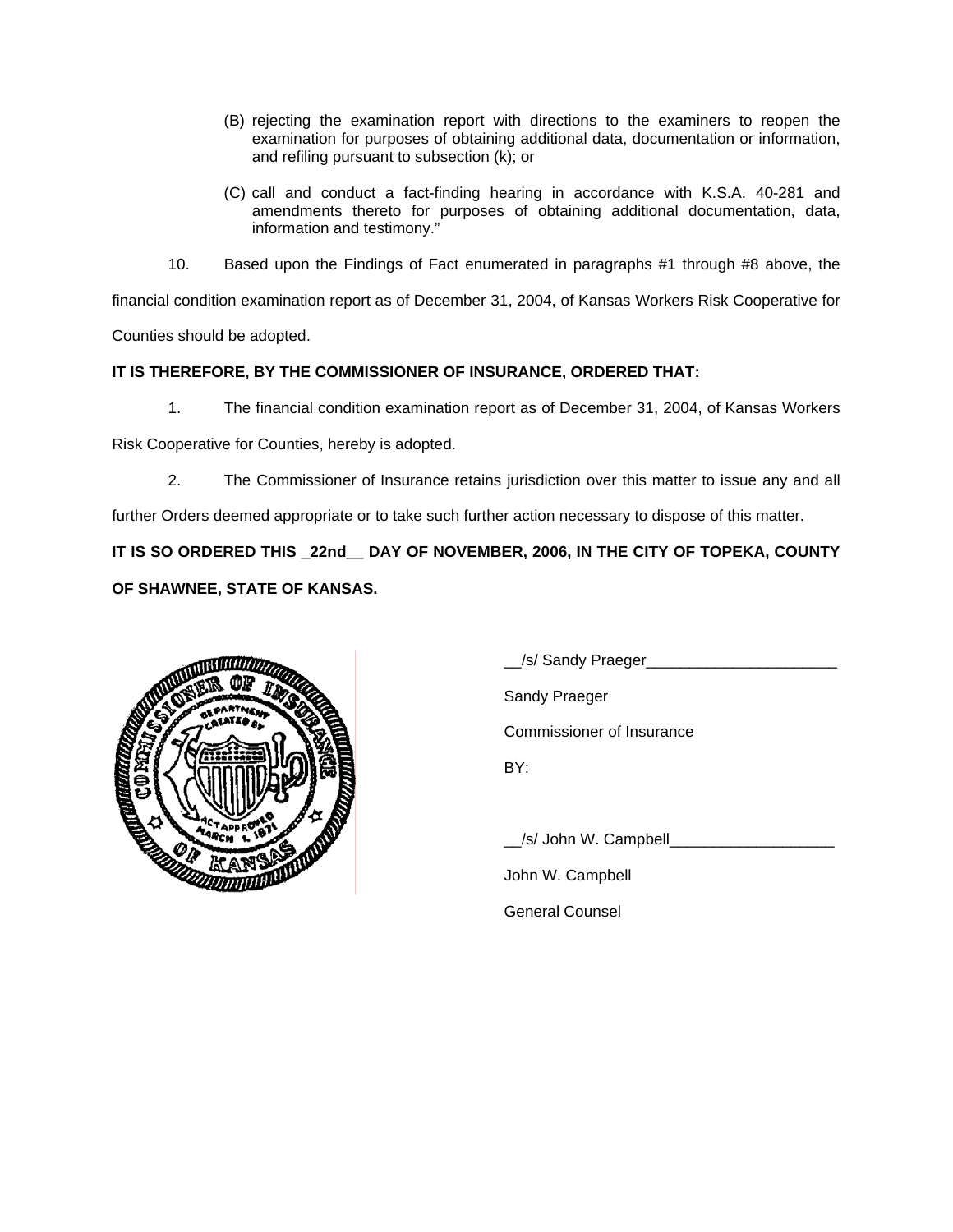(B) rejecting the examination report with directions to the examiners to reopen the examination for purposes of obtaining additional data, documentation or information, and refiling pursuant to subsection (k); or

(C) call and conduct a fact-finding hearing in accordance with K.S.A. 40-281 and amendments thereto for purposes of obtaining additional documentation, data, information and testimony."

10. Based upon the Findings of Fact enumerated in paragraphs #1 through #8 above, the financial condition examination report as of December 31, 2004, of Kansas Workers Risk Cooperative for Counties should be adopted.

**IT IS THEREFORE, BY THE COMMISSIONER OF INSURANCE, ORDERED THAT:**

1. The financial condition examination report as of December 31, 2004, of Kansas Workers Risk Cooperative for Counties, hereby is adopted.

2. The Commissioner of Insurance retains jurisdiction over this matter to issue any and all further Orders deemed appropriate or to take such further action necessary to dispose of this matter.

**IT IS SO ORDERED THIS _22nd__ DAY OF NOVEMBER, 2006, IN THE CITY OF TOPEKA, COUNTY OF SHAWNEE, STATE OF KANSAS.**

__/s/ Sandy Praeger______________________

Sandy Praeger

Commissioner of Insurance

BY:

__/s/ John W. Campbell___________________

John W. Campbell

General Counsel